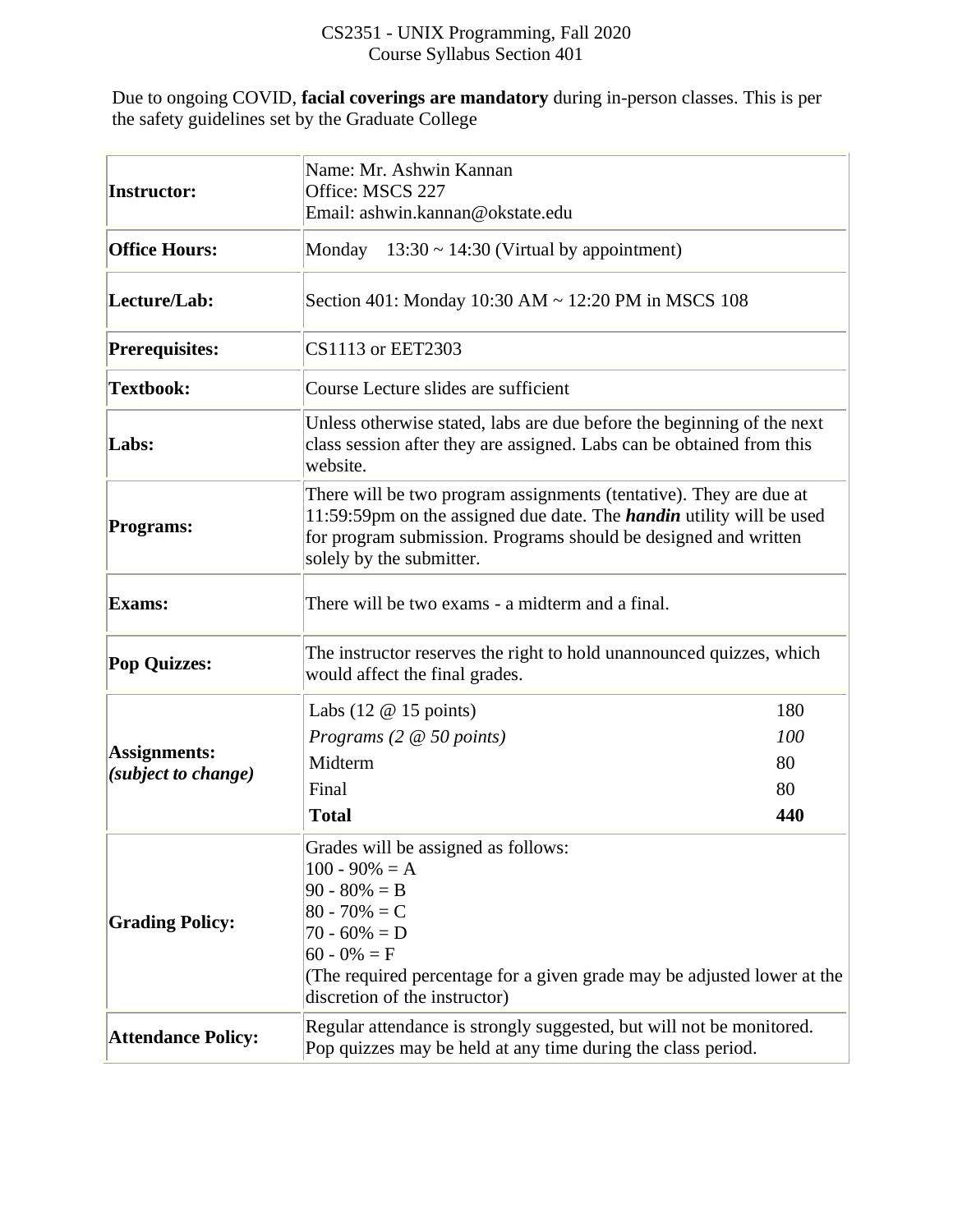# CS2351 - UNIX Programming, Fall 2020
## Course Syllabus Section 401

Due to ongoing COVID, **facial coverings are mandatory** during in-person classes. This is per the safety guidelines set by the Graduate College

| | |
|---|---|
| **Instructor:** | Name: Mr. Ashwin Kannan<br>Office: MSCS 227<br>Email: ashwin.kannan@okstate.edu |
| **Office Hours:** | Monday 13:30 ~ 14:30 (Virtual by appointment) |
| **Lecture/Lab:** | Section 401: Monday 10:30 AM ~ 12:20 PM in MSCS 108 |
| **Prerequisites:** | CS1113 or EET2303 |
| **Textbook:** | Course Lecture slides are sufficient |
| **Labs:** | Unless otherwise stated, labs are due before the beginning of the next class session after they are assigned. Labs can be obtained from this website. |
| **Programs:** | There will be two program assignments (tentative). They are due at 11:59:59pm on the assigned due date. The ***handin*** utility will be used for program submission. Programs should be designed and written solely by the submitter. |
| **Exams:** | There will be two exams - a midterm and a final. |
| **Pop Quizzes:** | The instructor reserves the right to hold unannounced quizzes, which would affect the final grades. |
| **Assignments:** ***(subject to change)*** | Labs (12 @ 15 points) — 180<br>*Programs (2 @ 50 points)* — *100*<br>Midterm — 80<br>Final — 80<br>**Total** — **440** |
| **Grading Policy:** | Grades will be assigned as follows:<br>100 - 90% = A<br>90 - 80% = B<br>80 - 70% = C<br>70 - 60% = D<br>60 - 0% = F<br>(The required percentage for a given grade may be adjusted lower at the discretion of the instructor) |
| **Attendance Policy:** | Regular attendance is strongly suggested, but will not be monitored. Pop quizzes may be held at any time during the class period. |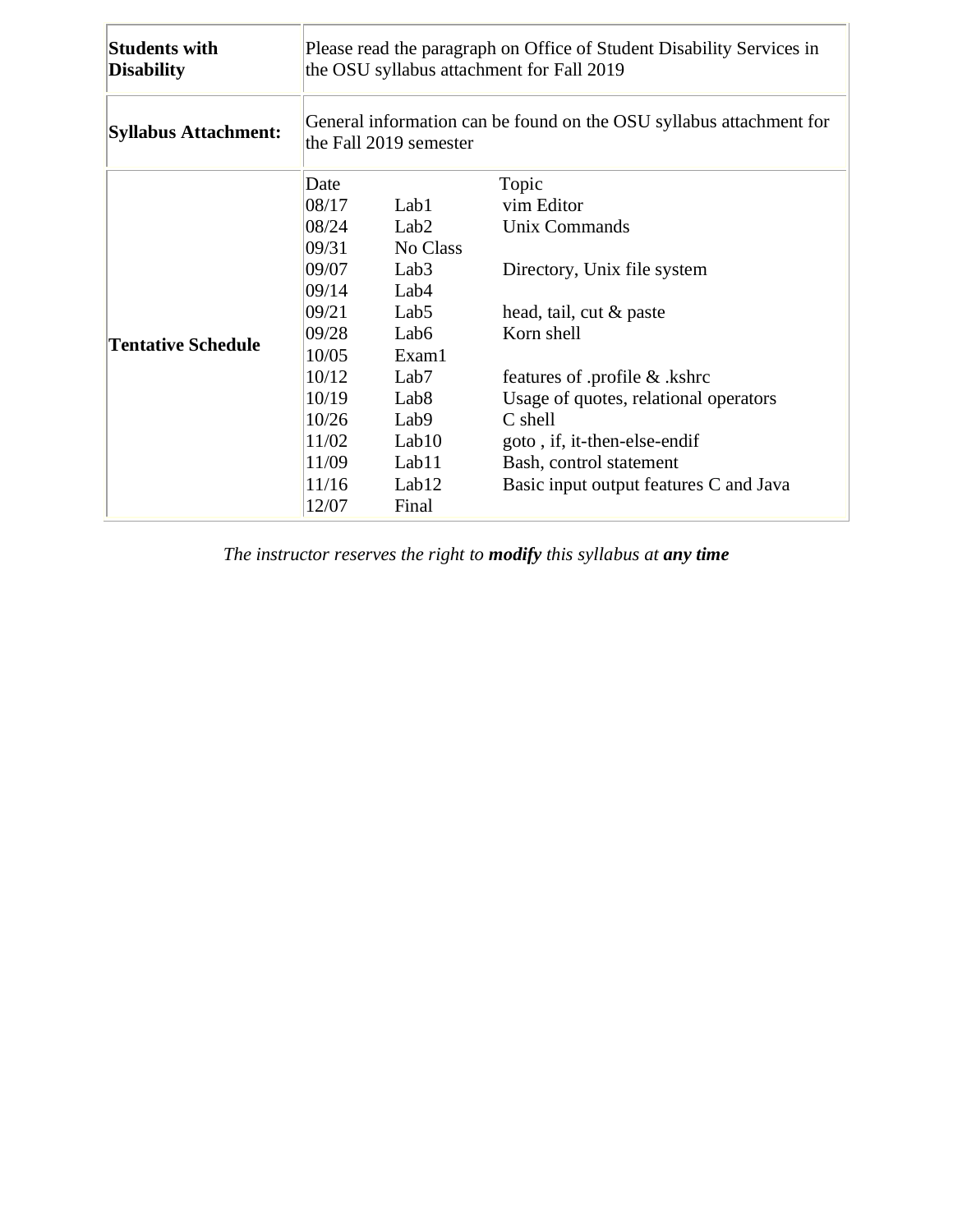| | |
|---|---|
| **Students with Disability** | Please read the paragraph on Office of Student Disability Services in the OSU syllabus attachment for Fall 2019 |
| **Syllabus Attachment:** | General information can be found on the OSU syllabus attachment for the Fall 2019 semester |

**Tentative Schedule**

| Date | | Topic |
|---|---|---|
| 08/17 | Lab1 | vim Editor |
| 08/24 | Lab2 | Unix Commands |
| 09/31 | No Class | |
| 09/07 | Lab3 | Directory, Unix file system |
| 09/14 | Lab4 | |
| 09/21 | Lab5 | head, tail, cut & paste |
| 09/28 | Lab6 | Korn shell |
| 10/05 | Exam1 | |
| 10/12 | Lab7 | features of .profile & .kshrc |
| 10/19 | Lab8 | Usage of quotes, relational operators |
| 10/26 | Lab9 | C shell |
| 11/02 | Lab10 | goto , if, it-then-else-endif |
| 11/09 | Lab11 | Bash, control statement |
| 11/16 | Lab12 | Basic input output features C and Java |
| 12/07 | Final | |

*The instructor reserves the right to **modify** this syllabus at **any time***